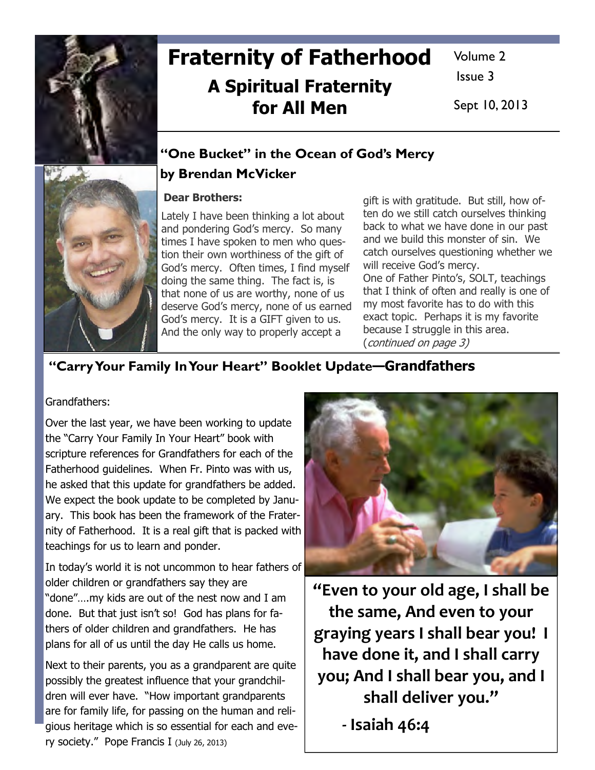# Fraternity of Fatherhood

## A Spiritual Fraternity for All Men

Volume 2
Issue 3
Sept 10, 2013

## "One Bucket" in the Ocean of God's Mercy

### by Brendan McVicker

**Dear Brothers:**

Lately I have been thinking a lot about and pondering God's mercy. So many times I have spoken to men who question their own worthiness of the gift of God's mercy. Often times, I find myself doing the same thing. The fact is, is that none of us are worthy, none of us deserve God's mercy, none of us earned God's mercy. It is a GIFT given to us. And the only way to properly accept a gift is with gratitude. But still, how often do we still catch ourselves thinking back to what we have done in our past and we build this monster of sin. We catch ourselves questioning whether we will receive God's mercy.

One of Father Pinto's, SOLT, teachings that I think of often and really is one of my most favorite has to do with this exact topic. Perhaps it is my favorite because I struggle in this area. (*continued on page 3)*

## "Carry Your Family In Your Heart" Booklet Update—Grandfathers

Grandfathers:

Over the last year, we have been working to update the "Carry Your Family In Your Heart" book with scripture references for Grandfathers for each of the Fatherhood guidelines. When Fr. Pinto was with us, he asked that this update for grandfathers be added. We expect the book update to be completed by January. This book has been the framework of the Fraternity of Fatherhood. It is a real gift that is packed with teachings for us to learn and ponder.

In today's world it is not uncommon to hear fathers of older children or grandfathers say they are "done"….my kids are out of the nest now and I am done. But that just isn't so! God has plans for fathers of older children and grandfathers. He has plans for all of us until the day He calls us home.

Next to their parents, you as a grandparent are quite possibly the greatest influence that your grandchildren will ever have. "How important grandparents are for family life, for passing on the human and religious heritage which is so essential for each and every society." Pope Francis I (July 26, 2013)

**"Even to your old age, I shall be the same, And even to your graying years I shall bear you! I have done it, and I shall carry you; And I shall bear you, and I shall deliver you."**

**- Isaiah 46:4**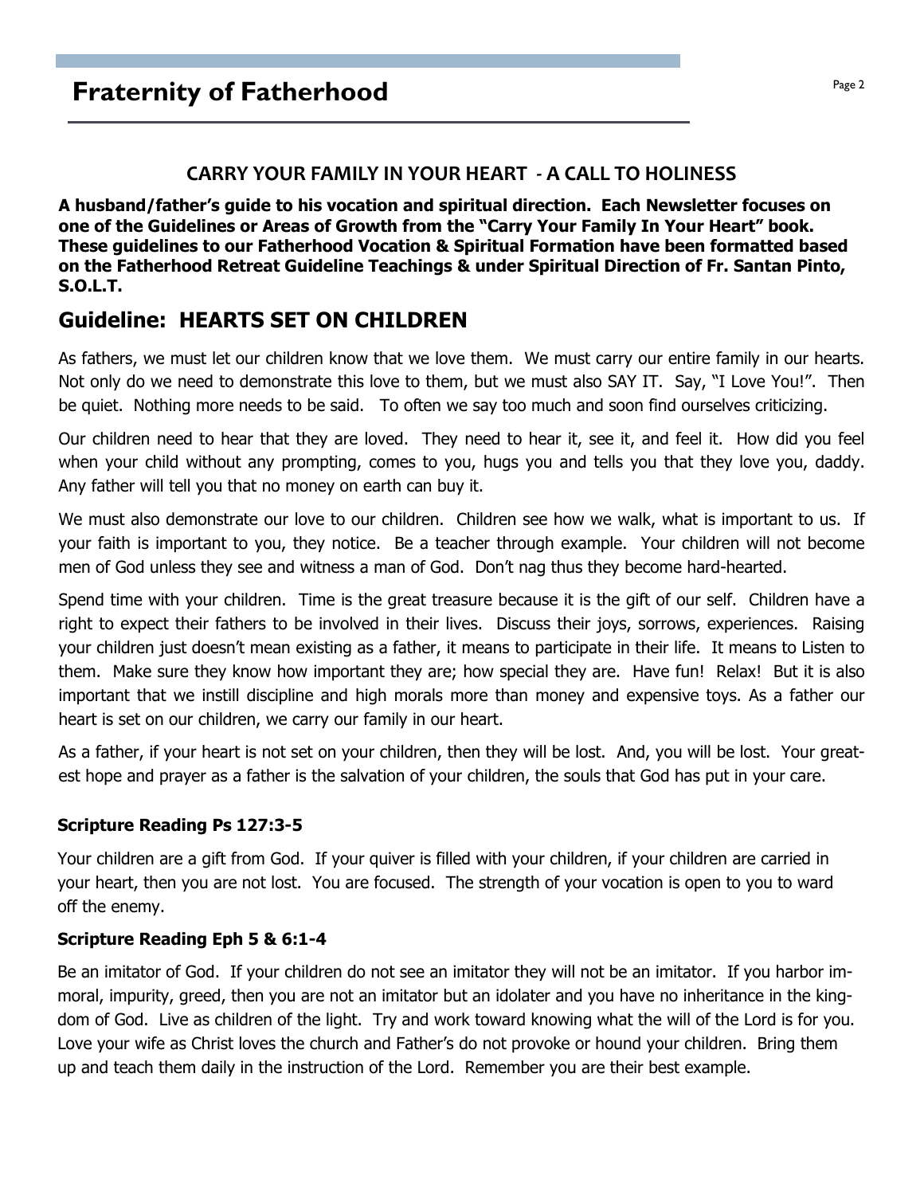# Fraternity of Fatherhood

## CARRY YOUR FAMILY IN YOUR HEART - A CALL TO HOLINESS

**A husband/father's guide to his vocation and spiritual direction. Each Newsletter focuses on one of the Guidelines or Areas of Growth from the "Carry Your Family In Your Heart" book. These guidelines to our Fatherhood Vocation & Spiritual Formation have been formatted based on the Fatherhood Retreat Guideline Teachings & under Spiritual Direction of Fr. Santan Pinto, S.O.L.T.**

## Guideline: HEARTS SET ON CHILDREN

As fathers, we must let our children know that we love them. We must carry our entire family in our hearts. Not only do we need to demonstrate this love to them, but we must also SAY IT. Say, "I Love You!". Then be quiet. Nothing more needs to be said. To often we say too much and soon find ourselves criticizing.

Our children need to hear that they are loved. They need to hear it, see it, and feel it. How did you feel when your child without any prompting, comes to you, hugs you and tells you that they love you, daddy. Any father will tell you that no money on earth can buy it.

We must also demonstrate our love to our children. Children see how we walk, what is important to us. If your faith is important to you, they notice. Be a teacher through example. Your children will not become men of God unless they see and witness a man of God. Don't nag thus they become hard-hearted.

Spend time with your children. Time is the great treasure because it is the gift of our self. Children have a right to expect their fathers to be involved in their lives. Discuss their joys, sorrows, experiences. Raising your children just doesn't mean existing as a father, it means to participate in their life. It means to Listen to them. Make sure they know how important they are; how special they are. Have fun! Relax! But it is also important that we instill discipline and high morals more than money and expensive toys. As a father our heart is set on our children, we carry our family in our heart.

As a father, if your heart is not set on your children, then they will be lost. And, you will be lost. Your greatest hope and prayer as a father is the salvation of your children, the souls that God has put in your care.

### Scripture Reading Ps 127:3-5

Your children are a gift from God. If your quiver is filled with your children, if your children are carried in your heart, then you are not lost. You are focused. The strength of your vocation is open to you to ward off the enemy.

### Scripture Reading Eph 5 & 6:1-4

Be an imitator of God. If your children do not see an imitator they will not be an imitator. If you harbor immoral, impurity, greed, then you are not an imitator but an idolater and you have no inheritance in the kingdom of God. Live as children of the light. Try and work toward knowing what the will of the Lord is for you. Love your wife as Christ loves the church and Father's do not provoke or hound your children. Bring them up and teach them daily in the instruction of the Lord. Remember you are their best example.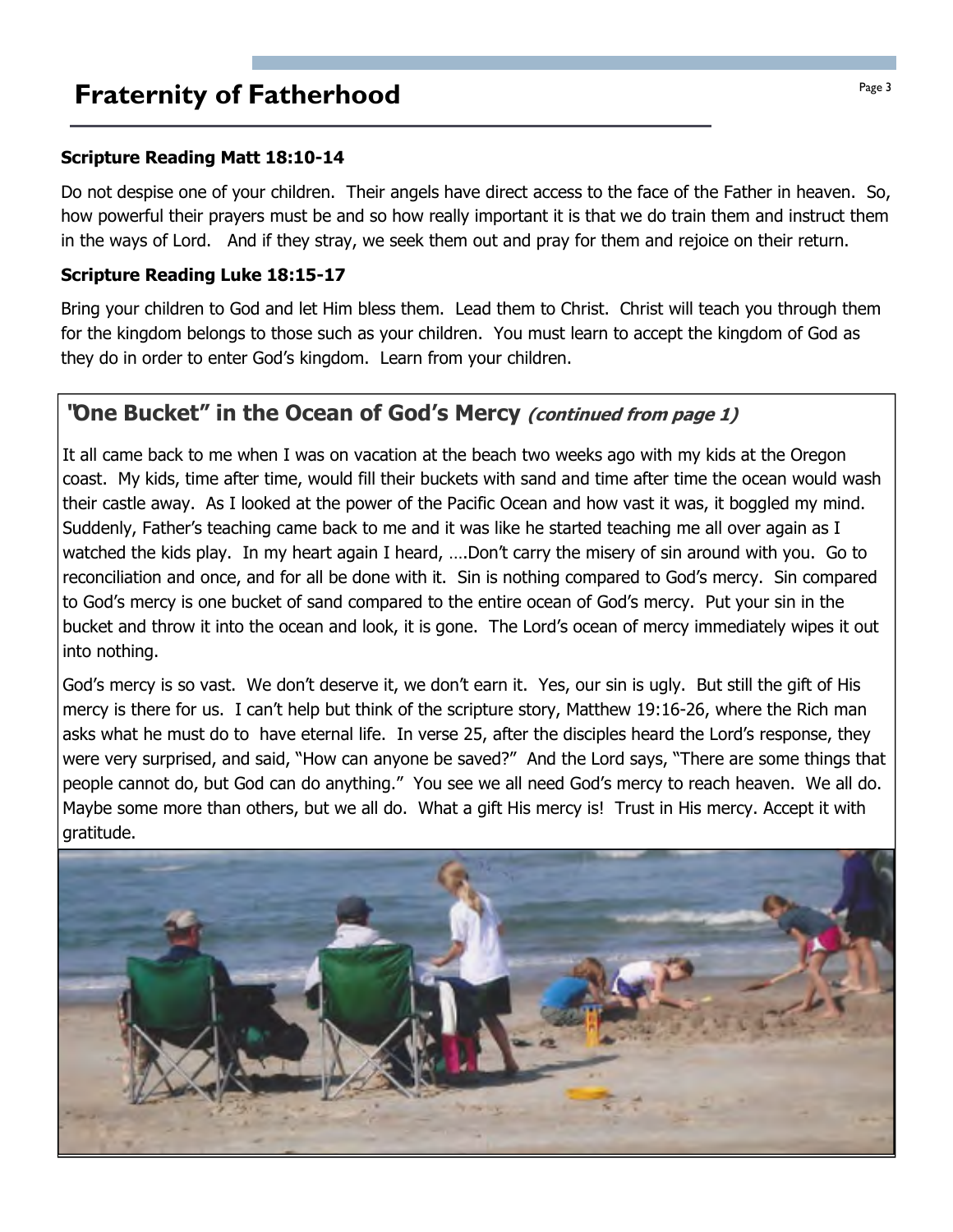# Fraternity of Fatherhood

**Scripture Reading Matt 18:10-14**

Do not despise one of your children. Their angels have direct access to the face of the Father in heaven. So, how powerful their prayers must be and so how really important it is that we do train them and instruct them in the ways of Lord. And if they stray, we seek them out and pray for them and rejoice on their return.

**Scripture Reading Luke 18:15-17**

Bring your children to God and let Him bless them. Lead them to Christ. Christ will teach you through them for the kingdom belongs to those such as your children. You must learn to accept the kingdom of God as they do in order to enter God's kingdom. Learn from your children.

## "One Bucket" in the Ocean of God's Mercy *(continued from page 1)*

It all came back to me when I was on vacation at the beach two weeks ago with my kids at the Oregon coast. My kids, time after time, would fill their buckets with sand and time after time the ocean would wash their castle away. As I looked at the power of the Pacific Ocean and how vast it was, it boggled my mind. Suddenly, Father's teaching came back to me and it was like he started teaching me all over again as I watched the kids play. In my heart again I heard, ….Don't carry the misery of sin around with you. Go to reconciliation and once, and for all be done with it. Sin is nothing compared to God's mercy. Sin compared to God's mercy is one bucket of sand compared to the entire ocean of God's mercy. Put your sin in the bucket and throw it into the ocean and look, it is gone. The Lord's ocean of mercy immediately wipes it out into nothing.

God's mercy is so vast. We don't deserve it, we don't earn it. Yes, our sin is ugly. But still the gift of His mercy is there for us. I can't help but think of the scripture story, Matthew 19:16-26, where the Rich man asks what he must do to have eternal life. In verse 25, after the disciples heard the Lord's response, they were very surprised, and said, "How can anyone be saved?" And the Lord says, "There are some things that people cannot do, but God can do anything." You see we all need God's mercy to reach heaven. We all do. Maybe some more than others, but we all do. What a gift His mercy is! Trust in His mercy. Accept it with gratitude.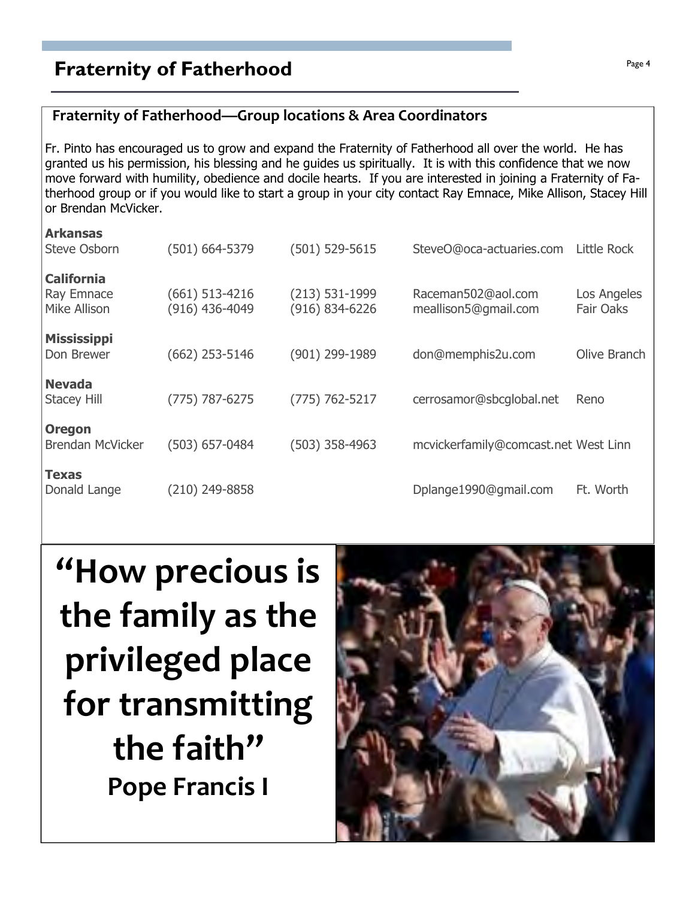# Fraternity of Fatherhood

## Fraternity of Fatherhood—Group locations & Area Coordinators

Fr. Pinto has encouraged us to grow and expand the Fraternity of Fatherhood all over the world. He has granted us his permission, his blessing and he guides us spiritually. It is with this confidence that we now move forward with humility, obedience and docile hearts. If you are interested in joining a Fraternity of Fatherhood group or if you would like to start a group in your city contact Ray Emnace, Mike Allison, Stacey Hill or Brendan McVicker.

| | | | | |
|---|---|---|---|---|
| **Arkansas** | | | | |
| Steve Osborn | (501) 664-5379 | (501) 529-5615 | SteveO@oca-actuaries.com | Little Rock |
| **California** | | | | |
| Ray Emnace | (661) 513-4216 | (213) 531-1999 | Raceman502@aol.com | Los Angeles |
| Mike Allison | (916) 436-4049 | (916) 834-6226 | meallison5@gmail.com | Fair Oaks |
| **Mississippi** | | | | |
| Don Brewer | (662) 253-5146 | (901) 299-1989 | don@memphis2u.com | Olive Branch |
| **Nevada** | | | | |
| Stacey Hill | (775) 787-6275 | (775) 762-5217 | cerrosamor@sbcglobal.net | Reno |
| **Oregon** | | | | |
| Brendan McVicker | (503) 657-0484 | (503) 358-4963 | mcvickerfamily@comcast.net | West Linn |
| **Texas** | | | | |
| Donald Lange | (210) 249-8858 | | Dplange1990@gmail.com | Ft. Worth |

**"How precious is the family as the privileged place for transmitting the faith"**

**Pope Francis I**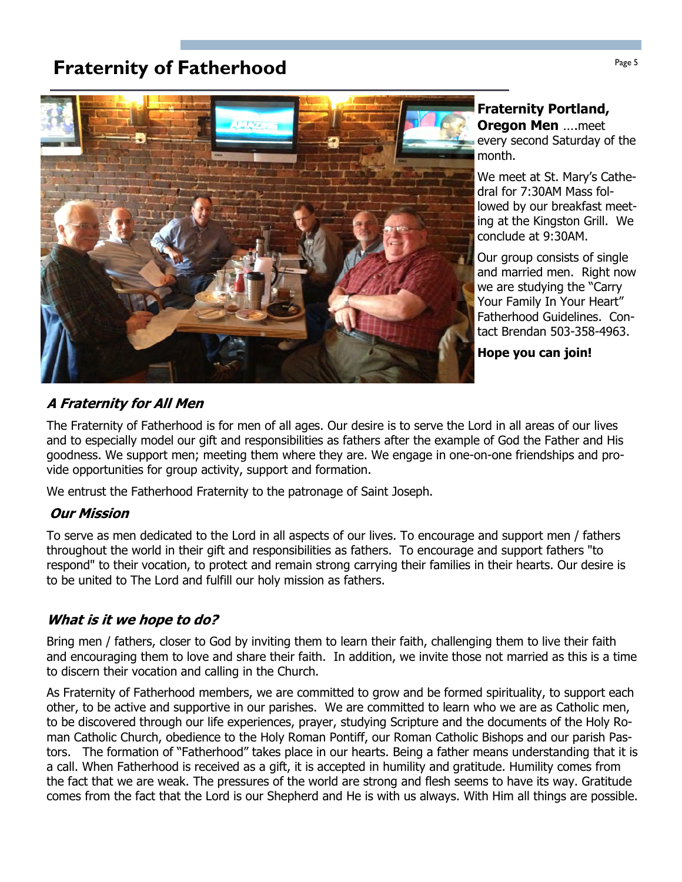## Fraternity of Fatherhood

**Fraternity Portland, Oregon Men** ….meet every second Saturday of the month.

We meet at St. Mary's Cathedral for 7:30AM Mass followed by our breakfast meeting at the Kingston Grill. We conclude at 9:30AM.

Our group consists of single and married men. Right now we are studying the "Carry Your Family In Your Heart" Fatherhood Guidelines. Contact Brendan 503-358-4963.

**Hope you can join!**

### *A Fraternity for All Men*

The Fraternity of Fatherhood is for men of all ages. Our desire is to serve the Lord in all areas of our lives and to especially model our gift and responsibilities as fathers after the example of God the Father and His goodness. We support men; meeting them where they are. We engage in one-on-one friendships and provide opportunities for group activity, support and formation.

We entrust the Fatherhood Fraternity to the patronage of Saint Joseph.

### *Our Mission*

To serve as men dedicated to the Lord in all aspects of our lives. To encourage and support men / fathers throughout the world in their gift and responsibilities as fathers. To encourage and support fathers "to respond" to their vocation, to protect and remain strong carrying their families in their hearts. Our desire is to be united to The Lord and fulfill our holy mission as fathers.

### *What is it we hope to do?*

Bring men / fathers, closer to God by inviting them to learn their faith, challenging them to live their faith and encouraging them to love and share their faith. In addition, we invite those not married as this is a time to discern their vocation and calling in the Church.

As Fraternity of Fatherhood members, we are committed to grow and be formed spirituality, to support each other, to be active and supportive in our parishes. We are committed to learn who we are as Catholic men, to be discovered through our life experiences, prayer, studying Scripture and the documents of the Holy Roman Catholic Church, obedience to the Holy Roman Pontiff, our Roman Catholic Bishops and our parish Pastors. The formation of "Fatherhood" takes place in our hearts. Being a father means understanding that it is a call. When Fatherhood is received as a gift, it is accepted in humility and gratitude. Humility comes from the fact that we are weak. The pressures of the world are strong and flesh seems to have its way. Gratitude comes from the fact that the Lord is our Shepherd and He is with us always. With Him all things are possible.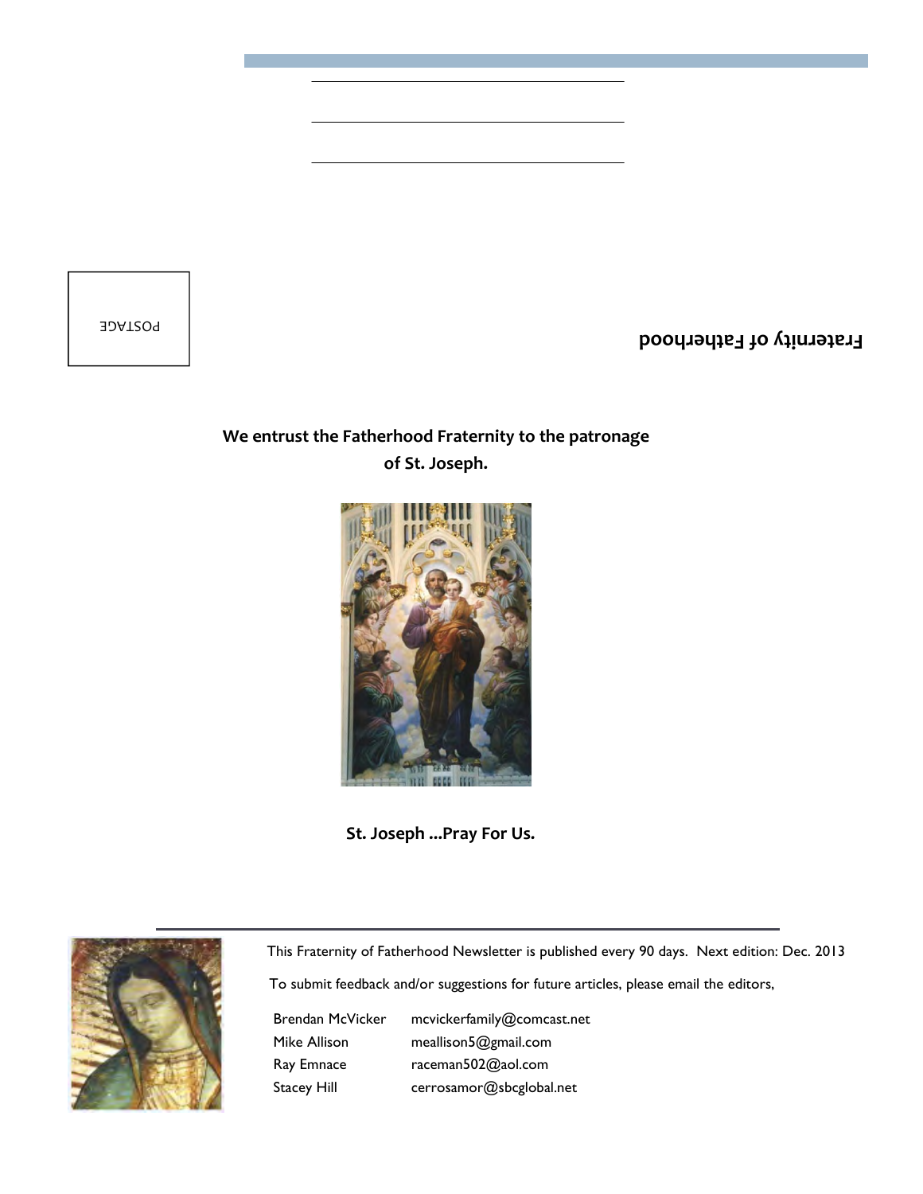Fraternity of Fatherhood

POSTAGE

**We entrust the Fatherhood Fraternity to the patronage of St. Joseph.**

**St. Joseph ...Pray For Us.**

This Fraternity of Fatherhood Newsletter is published every 90 days. Next edition: Dec. 2013

To submit feedback and/or suggestions for future articles, please email the editors,

| | |
|---|---|
| Brendan McVicker | mcvickerfamily@comcast.net |
| Mike Allison | meallison5@gmail.com |
| Ray Emnace | raceman502@aol.com |
| Stacey Hill | cerrosamor@sbcglobal.net |